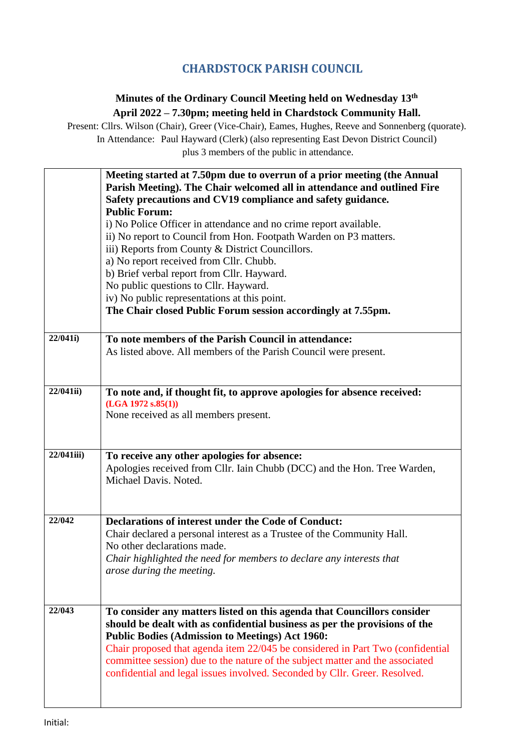# CHARDSTOCK PARISH COUNCIL

**Minutes of the Ordinary Council Meeting held on Wednesday 13th April 2022 – 7.30pm; meeting held in Chardstock Community Hall.**

Present: Cllrs. Wilson (Chair), Greer (Vice-Chair), Eames, Hughes, Reeve and Sonnenberg (quorate).
In Attendance: Paul Hayward (Clerk) (also representing East Devon District Council)
plus 3 members of the public in attendance.

| | |
|---|---|
| | **Meeting started at 7.50pm due to overrun of a prior meeting (the Annual Parish Meeting). The Chair welcomed all in attendance and outlined Fire Safety precautions and CV19 compliance and safety guidance.**<br>**Public Forum:**<br>i) No Police Officer in attendance and no crime report available.<br>ii) No report to Council from Hon. Footpath Warden on P3 matters.<br>iii) Reports from County & District Councillors.<br>a) No report received from Cllr. Chubb.<br>b) Brief verbal report from Cllr. Hayward.<br>No public questions to Cllr. Hayward.<br>iv) No public representations at this point.<br>**The Chair closed Public Forum session accordingly at 7.55pm.** |
| **22/041i)** | **To note members of the Parish Council in attendance:**<br>As listed above. All members of the Parish Council were present. |
| **22/041ii)** | **To note and, if thought fit, to approve apologies for absence received:**<br>**(LGA 1972 s.85(1))**<br>None received as all members present. |
| **22/041iii)** | **To receive any other apologies for absence:**<br>Apologies received from Cllr. Iain Chubb (DCC) and the Hon. Tree Warden, Michael Davis. Noted. |
| **22/042** | **Declarations of interest under the Code of Conduct:**<br>Chair declared a personal interest as a Trustee of the Community Hall.<br>No other declarations made.<br>*Chair highlighted the need for members to declare any interests that arose during the meeting.* |
| **22/043** | **To consider any matters listed on this agenda that Councillors consider should be dealt with as confidential business as per the provisions of the Public Bodies (Admission to Meetings) Act 1960:**<br>Chair proposed that agenda item 22/045 be considered in Part Two (confidential committee session) due to the nature of the subject matter and the associated confidential and legal issues involved. Seconded by Cllr. Greer. Resolved. |

Initial: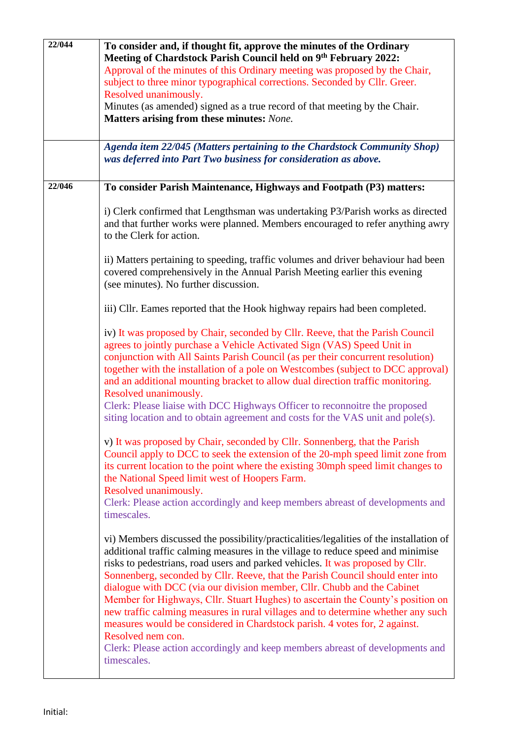| | |
|---|---|
| 22/044 | **To consider and, if thought fit, approve the minutes of the Ordinary Meeting of Chardstock Parish Council held on 9th February 2022:**<br>Approval of the minutes of this Ordinary meeting was proposed by the Chair, subject to three minor typographical corrections. Seconded by Cllr. Greer. Resolved unanimously.<br>Minutes (as amended) signed as a true record of that meeting by the Chair.<br>**Matters arising from these minutes:** *None.* |
| | ***Agenda item 22/045 (Matters pertaining to the Chardstock Community Shop) was deferred into Part Two business for consideration as above.*** |
| 22/046 | **To consider Parish Maintenance, Highways and Footpath (P3) matters:**<br><br>i) Clerk confirmed that Lengthsman was undertaking P3/Parish works as directed and that further works were planned. Members encouraged to refer anything awry to the Clerk for action.<br><br>ii) Matters pertaining to speeding, traffic volumes and driver behaviour had been covered comprehensively in the Annual Parish Meeting earlier this evening (see minutes). No further discussion.<br><br>iii) Cllr. Eames reported that the Hook highway repairs had been completed.<br><br>iv) It was proposed by Chair, seconded by Cllr. Reeve, that the Parish Council agrees to jointly purchase a Vehicle Activated Sign (VAS) Speed Unit in conjunction with All Saints Parish Council (as per their concurrent resolution) together with the installation of a pole on Westcombes (subject to DCC approval) and an additional mounting bracket to allow dual direction traffic monitoring. Resolved unanimously.<br>Clerk: Please liaise with DCC Highways Officer to reconnoitre the proposed siting location and to obtain agreement and costs for the VAS unit and pole(s).<br><br>v) It was proposed by Chair, seconded by Cllr. Sonnenberg, that the Parish Council apply to DCC to seek the extension of the 20-mph speed limit zone from its current location to the point where the existing 30mph speed limit changes to the National Speed limit west of Hoopers Farm.<br>Resolved unanimously.<br>Clerk: Please action accordingly and keep members abreast of developments and timescales.<br><br>vi) Members discussed the possibility/practicalities/legalities of the installation of additional traffic calming measures in the village to reduce speed and minimise risks to pedestrians, road users and parked vehicles. It was proposed by Cllr. Sonnenberg, seconded by Cllr. Reeve, that the Parish Council should enter into dialogue with DCC (via our division member, Cllr. Chubb and the Cabinet Member for Highways, Cllr. Stuart Hughes) to ascertain the County's position on new traffic calming measures in rural villages and to determine whether any such measures would be considered in Chardstock parish. 4 votes for, 2 against. Resolved nem con.<br>Clerk: Please action accordingly and keep members abreast of developments and timescales. |

Initial: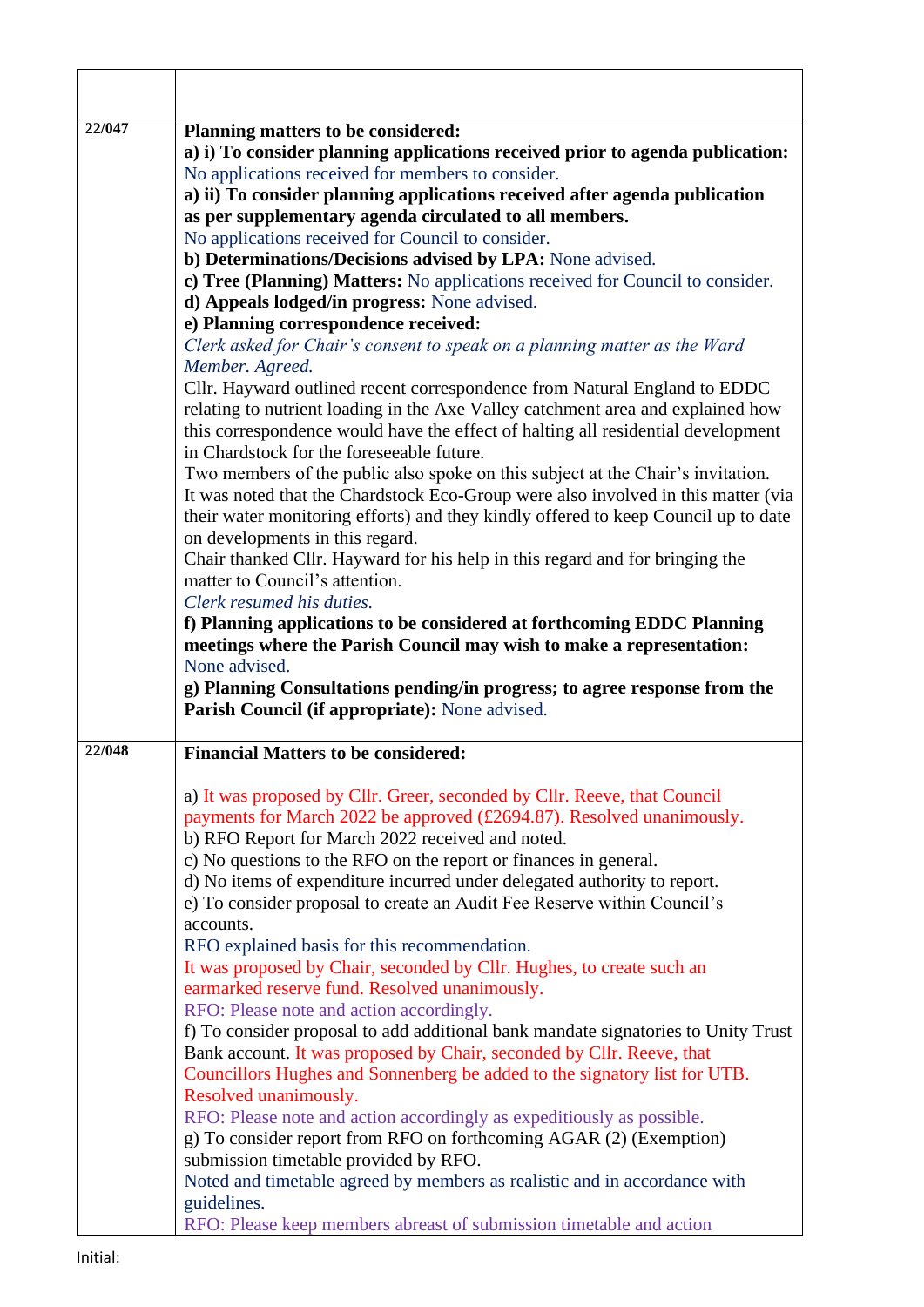| | |
|---|---|
| | |
| 22/047 | **Planning matters to be considered:**<br>**a) i) To consider planning applications received prior to agenda publication:** No applications received for members to consider.<br>**a) ii) To consider planning applications received after agenda publication as per supplementary agenda circulated to all members.** No applications received for Council to consider.<br>**b) Determinations/Decisions advised by LPA:** None advised.<br>**c) Tree (Planning) Matters:** No applications received for Council to consider.<br>**d) Appeals lodged/in progress:** None advised.<br>**e) Planning correspondence received:**<br>*Clerk asked for Chair's consent to speak on a planning matter as the Ward Member. Agreed.*<br>Cllr. Hayward outlined recent correspondence from Natural England to EDDC relating to nutrient loading in the Axe Valley catchment area and explained how this correspondence would have the effect of halting all residential development in Chardstock for the foreseeable future.<br>Two members of the public also spoke on this subject at the Chair's invitation.<br>It was noted that the Chardstock Eco-Group were also involved in this matter (via their water monitoring efforts) and they kindly offered to keep Council up to date on developments in this regard.<br>Chair thanked Cllr. Hayward for his help in this regard and for bringing the matter to Council's attention.<br>*Clerk resumed his duties.*<br>**f) Planning applications to be considered at forthcoming EDDC Planning meetings where the Parish Council may wish to make a representation:** None advised.<br>**g) Planning Consultations pending/in progress; to agree response from the Parish Council (if appropriate):** None advised. |
| 22/048 | **Financial Matters to be considered:**<br><br>a) It was proposed by Cllr. Greer, seconded by Cllr. Reeve, that Council payments for March 2022 be approved (£2694.87). Resolved unanimously.<br>b) RFO Report for March 2022 received and noted.<br>c) No questions to the RFO on the report or finances in general.<br>d) No items of expenditure incurred under delegated authority to report.<br>e) To consider proposal to create an Audit Fee Reserve within Council's accounts.<br>RFO explained basis for this recommendation.<br>It was proposed by Chair, seconded by Cllr. Hughes, to create such an earmarked reserve fund. Resolved unanimously.<br>RFO: Please note and action accordingly.<br>f) To consider proposal to add additional bank mandate signatories to Unity Trust Bank account. It was proposed by Chair, seconded by Cllr. Reeve, that Councillors Hughes and Sonnenberg be added to the signatory list for UTB. Resolved unanimously.<br>RFO: Please note and action accordingly as expeditiously as possible.<br>g) To consider report from RFO on forthcoming AGAR (2) (Exemption) submission timetable provided by RFO.<br>Noted and timetable agreed by members as realistic and in accordance with guidelines.<br>RFO: Please keep members abreast of submission timetable and action |

Initial: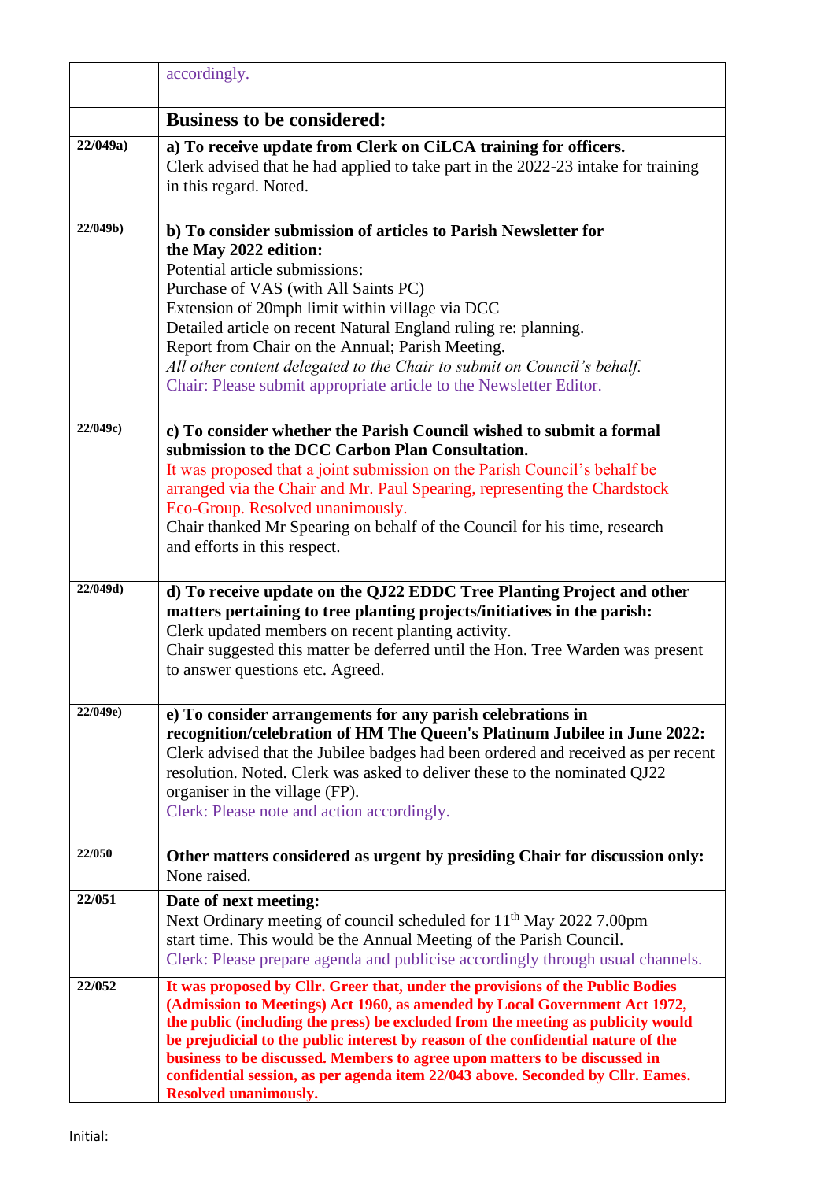| | |
|---|---|
| | accordingly. |
| | **Business to be considered:** |
| **22/049a)** | **a) To receive update from Clerk on CiLCA training for officers.**<br>Clerk advised that he had applied to take part in the 2022-23 intake for training in this regard. Noted. |
| **22/049b)** | **b) To consider submission of articles to Parish Newsletter for the May 2022 edition:**<br>Potential article submissions:<br>Purchase of VAS (with All Saints PC)<br>Extension of 20mph limit within village via DCC<br>Detailed article on recent Natural England ruling re: planning.<br>Report from Chair on the Annual; Parish Meeting.<br>*All other content delegated to the Chair to submit on Council's behalf.*<br>Chair: Please submit appropriate article to the Newsletter Editor. |
| **22/049c)** | **c) To consider whether the Parish Council wished to submit a formal submission to the DCC Carbon Plan Consultation.**<br>It was proposed that a joint submission on the Parish Council's behalf be arranged via the Chair and Mr. Paul Spearing, representing the Chardstock Eco-Group. Resolved unanimously.<br>Chair thanked Mr Spearing on behalf of the Council for his time, research and efforts in this respect. |
| **22/049d)** | **d) To receive update on the QJ22 EDDC Tree Planting Project and other matters pertaining to tree planting projects/initiatives in the parish:**<br>Clerk updated members on recent planting activity.<br>Chair suggested this matter be deferred until the Hon. Tree Warden was present to answer questions etc. Agreed. |
| **22/049e)** | **e) To consider arrangements for any parish celebrations in recognition/celebration of HM The Queen's Platinum Jubilee in June 2022:**<br>Clerk advised that the Jubilee badges had been ordered and received as per recent resolution. Noted. Clerk was asked to deliver these to the nominated QJ22 organiser in the village (FP).<br>Clerk: Please note and action accordingly. |
| **22/050** | **Other matters considered as urgent by presiding Chair for discussion only:**<br>None raised. |
| **22/051** | **Date of next meeting:**<br>Next Ordinary meeting of council scheduled for 11th May 2022 7.00pm start time. This would be the Annual Meeting of the Parish Council.<br>Clerk: Please prepare agenda and publicise accordingly through usual channels. |
| **22/052** | **It was proposed by Cllr. Greer that, under the provisions of the Public Bodies (Admission to Meetings) Act 1960, as amended by Local Government Act 1972, the public (including the press) be excluded from the meeting as publicity would be prejudicial to the public interest by reason of the confidential nature of the business to be discussed. Members to agree upon matters to be discussed in confidential session, as per agenda item 22/043 above. Seconded by Cllr. Eames. Resolved unanimously.** |

Initial: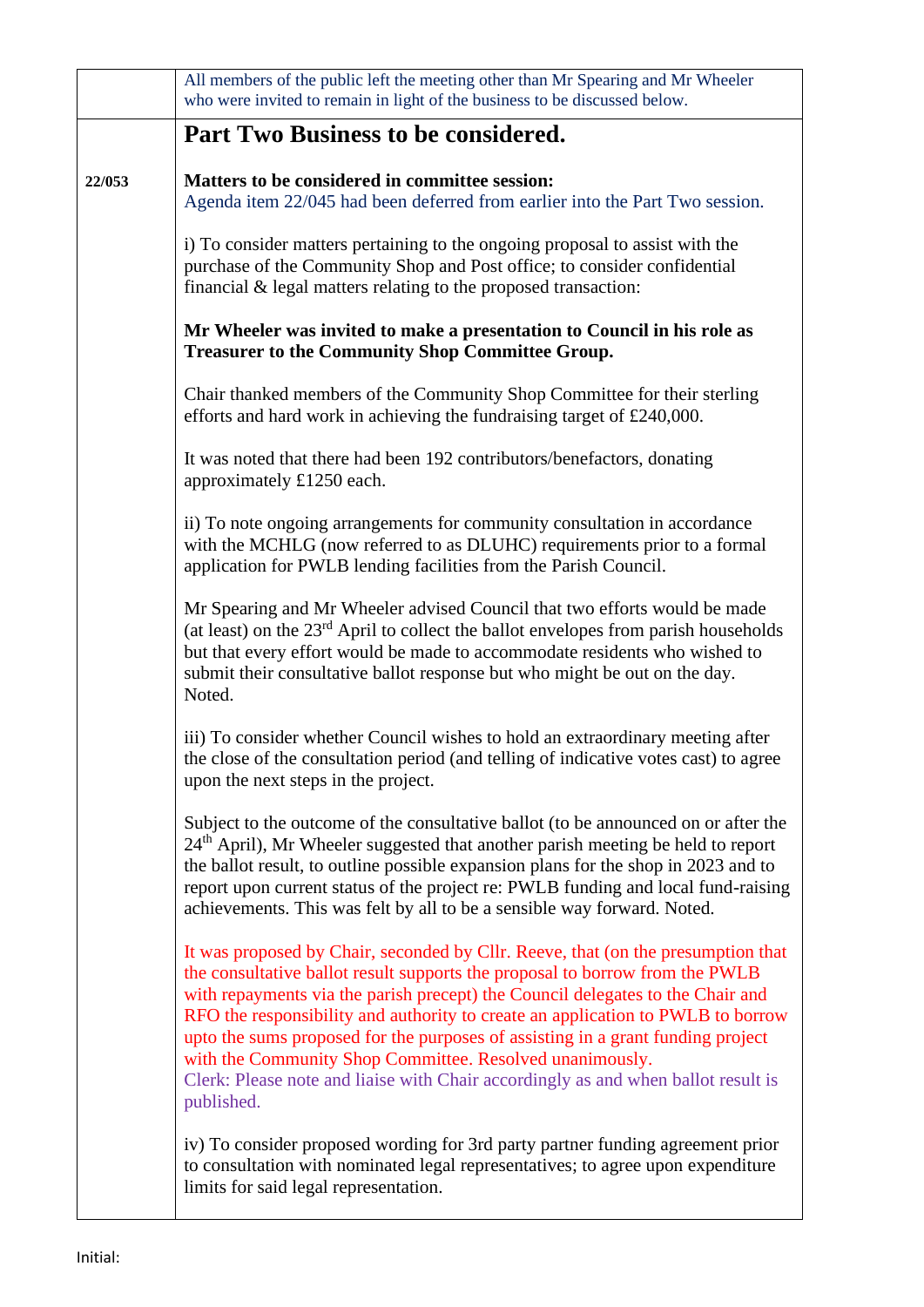| | |
|---|---|
| | All members of the public left the meeting other than Mr Spearing and Mr Wheeler who were invited to remain in light of the business to be discussed below. |
| | **Part Two Business to be considered.** |
| **22/053** | **Matters to be considered in committee session:**<br>Agenda item 22/045 had been deferred from earlier into the Part Two session.<br><br>i) To consider matters pertaining to the ongoing proposal to assist with the purchase of the Community Shop and Post office; to consider confidential financial & legal matters relating to the proposed transaction:<br><br>**Mr Wheeler was invited to make a presentation to Council in his role as Treasurer to the Community Shop Committee Group.**<br><br>Chair thanked members of the Community Shop Committee for their sterling efforts and hard work in achieving the fundraising target of £240,000.<br><br>It was noted that there had been 192 contributors/benefactors, donating approximately £1250 each.<br><br>ii) To note ongoing arrangements for community consultation in accordance with the MCHLG (now referred to as DLUHC) requirements prior to a formal application for PWLB lending facilities from the Parish Council.<br><br>Mr Spearing and Mr Wheeler advised Council that two efforts would be made (at least) on the 23rd April to collect the ballot envelopes from parish households but that every effort would be made to accommodate residents who wished to submit their consultative ballot response but who might be out on the day. Noted.<br><br>iii) To consider whether Council wishes to hold an extraordinary meeting after the close of the consultation period (and telling of indicative votes cast) to agree upon the next steps in the project.<br><br>Subject to the outcome of the consultative ballot (to be announced on or after the 24th April), Mr Wheeler suggested that another parish meeting be held to report the ballot result, to outline possible expansion plans for the shop in 2023 and to report upon current status of the project re: PWLB funding and local fund-raising achievements. This was felt by all to be a sensible way forward. Noted.<br><br>It was proposed by Chair, seconded by Cllr. Reeve, that (on the presumption that the consultative ballot result supports the proposal to borrow from the PWLB with repayments via the parish precept) the Council delegates to the Chair and RFO the responsibility and authority to create an application to PWLB to borrow upto the sums proposed for the purposes of assisting in a grant funding project with the Community Shop Committee. Resolved unanimously.<br>Clerk: Please note and liaise with Chair accordingly as and when ballot result is published.<br><br>iv) To consider proposed wording for 3rd party partner funding agreement prior to consultation with nominated legal representatives; to agree upon expenditure limits for said legal representation. |

Initial: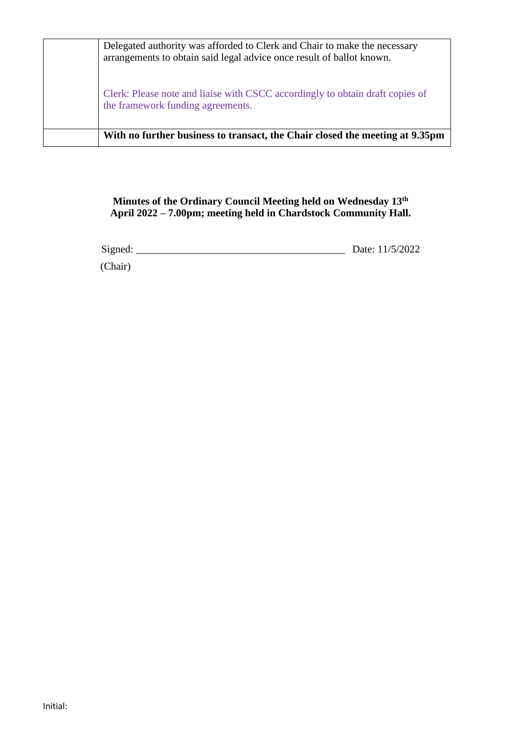| | |
|---|---|
| | Delegated authority was afforded to Clerk and Chair to make the necessary arrangements to obtain said legal advice once result of ballot known.<br><br>Clerk: Please note and liaise with CSCC accordingly to obtain draft copies of the framework funding agreements. |
| | **With no further business to transact, the Chair closed the meeting at 9.35pm** |

**Minutes of the Ordinary Council Meeting held on Wednesday 13th April 2022 – 7.00pm; meeting held in Chardstock Community Hall.**

Signed: ________________________________________ Date: 11/5/2022

(Chair)

Initial: